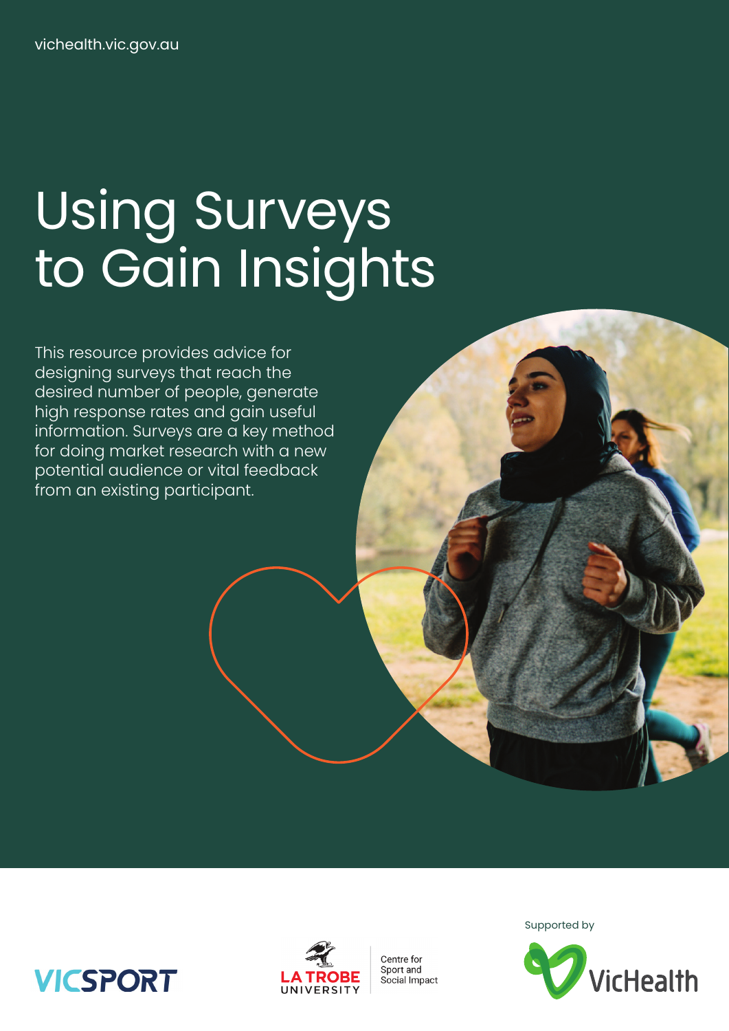vichealth.vic.gov.au

# Using Surveys to Gain Insights

This resource provides advice for designing surveys that reach the desired number of people, generate high response rates and gain useful information. Surveys are a key method for doing market research with a new potential audience or vital feedback from an existing participant.

VICSPORT

LA TROBE UNIVERSITY | Centre for Sport and Social Impact

Supported by VicHealth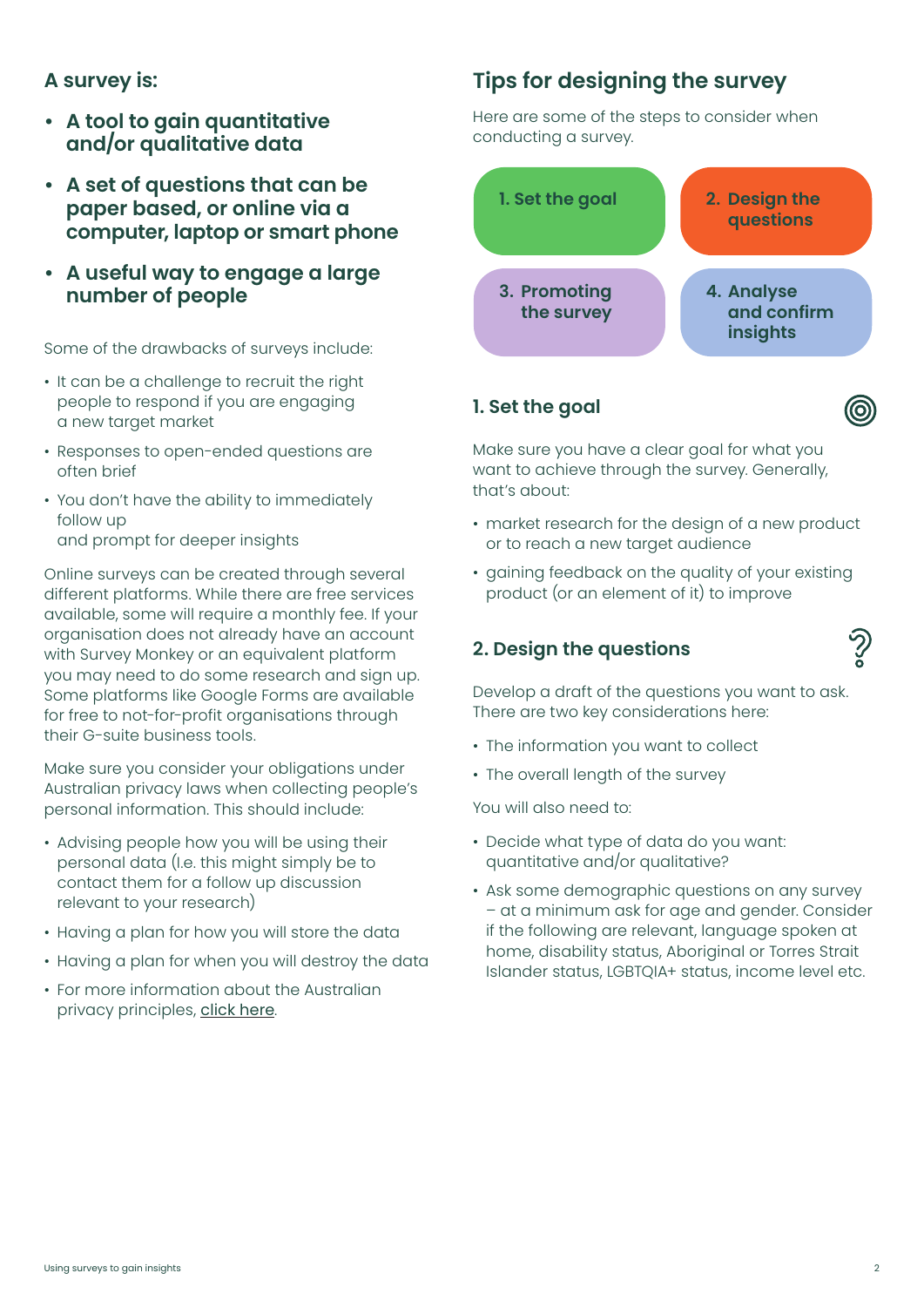## A survey is:

- **A tool to gain quantitative and/or qualitative data**
- **A set of questions that can be paper based, or online via a computer, laptop or smart phone**
- **A useful way to engage a large number of people**

Some of the drawbacks of surveys include:

- It can be a challenge to recruit the right people to respond if you are engaging a new target market
- Responses to open-ended questions are often brief
- You don't have the ability to immediately follow up and prompt for deeper insights

Online surveys can be created through several different platforms. While there are free services available, some will require a monthly fee. If your organisation does not already have an account with Survey Monkey or an equivalent platform you may need to do some research and sign up. Some platforms like Google Forms are available for free to not-for-profit organisations through their G-suite business tools.

Make sure you consider your obligations under Australian privacy laws when collecting people's personal information. This should include:

- Advising people how you will be using their personal data (I.e. this might simply be to contact them for a follow up discussion relevant to your research)
- Having a plan for how you will store the data
- Having a plan for when you will destroy the data
- For more information about the Australian privacy principles, click here.

## Tips for designing the survey

Here are some of the steps to consider when conducting a survey.

1. Set the goal
2. Design the questions
3. Promoting the survey
4. Analyse and confirm insights

### 1. Set the goal

Make sure you have a clear goal for what you want to achieve through the survey. Generally, that's about:

- market research for the design of a new product or to reach a new target audience
- gaining feedback on the quality of your existing product (or an element of it) to improve

### 2. Design the questions

Develop a draft of the questions you want to ask. There are two key considerations here:

- The information you want to collect
- The overall length of the survey

You will also need to:

- Decide what type of data do you want: quantitative and/or qualitative?
- Ask some demographic questions on any survey – at a minimum ask for age and gender. Consider if the following are relevant, language spoken at home, disability status, Aboriginal or Torres Strait Islander status, LGBTQIA+ status, income level etc.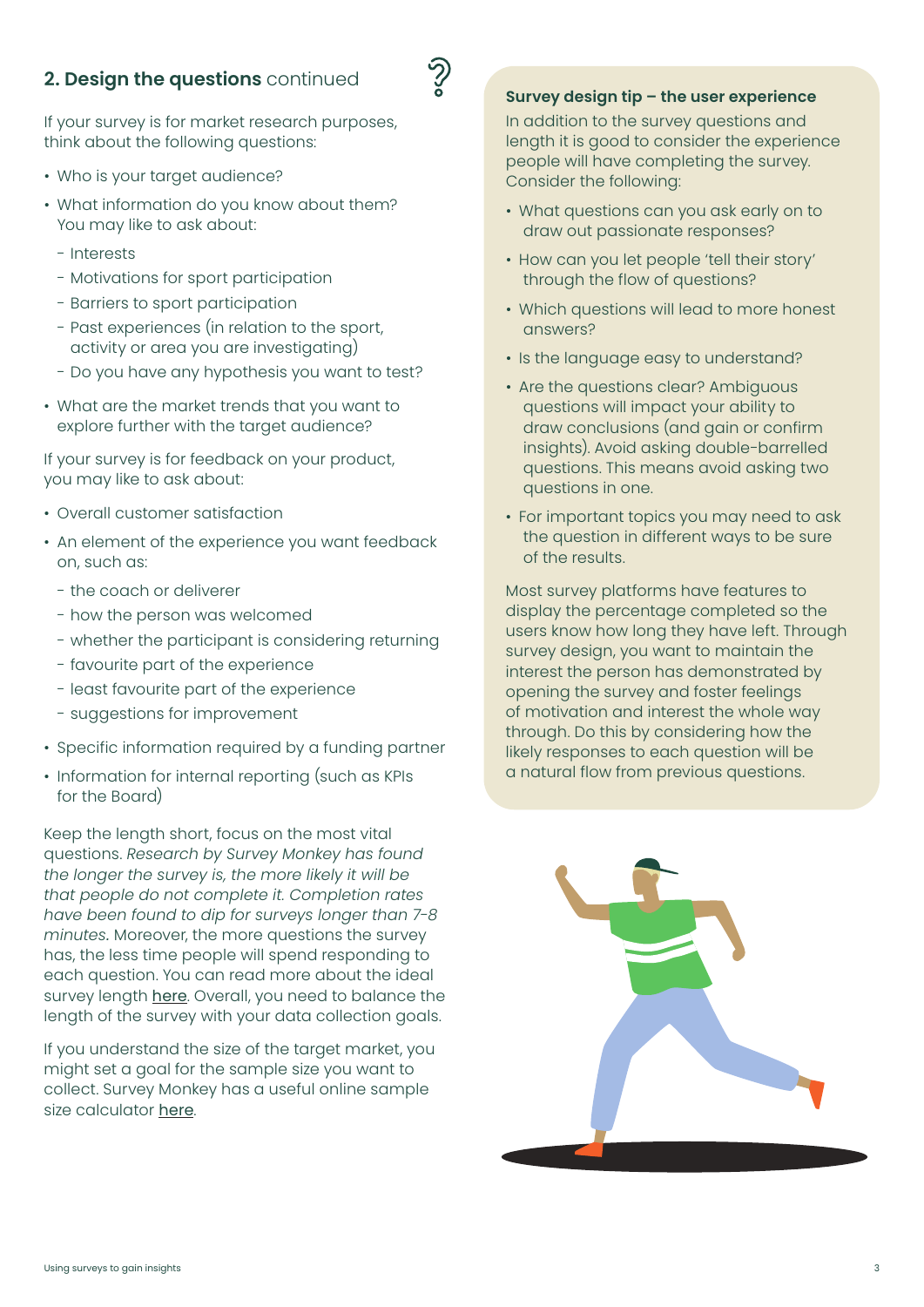## **2. Design the questions** continued

If your survey is for market research purposes, think about the following questions:

- Who is your target audience?
- What information do you know about them? You may like to ask about:
  - Interests
  - Motivations for sport participation
  - Barriers to sport participation
  - Past experiences (in relation to the sport, activity or area you are investigating)
  - Do you have any hypothesis you want to test?
- What are the market trends that you want to explore further with the target audience?

If your survey is for feedback on your product, you may like to ask about:

- Overall customer satisfaction
- An element of the experience you want feedback on, such as:
  - the coach or deliverer
  - how the person was welcomed
  - whether the participant is considering returning
  - favourite part of the experience
  - least favourite part of the experience
  - suggestions for improvement
- Specific information required by a funding partner
- Information for internal reporting (such as KPIs for the Board)

Keep the length short, focus on the most vital questions. *Research by Survey Monkey has found the longer the survey is, the more likely it will be that people do not complete it. Completion rates have been found to dip for surveys longer than 7-8 minutes.* Moreover, the more questions the survey has, the less time people will spend responding to each question. You can read more about the ideal survey length here. Overall, you need to balance the length of the survey with your data collection goals.

If you understand the size of the target market, you might set a goal for the sample size you want to collect. Survey Monkey has a useful online sample size calculator here.

### **Survey design tip – the user experience**

In addition to the survey questions and length it is good to consider the experience people will have completing the survey. Consider the following:

- What questions can you ask early on to draw out passionate responses?
- How can you let people 'tell their story' through the flow of questions?
- Which questions will lead to more honest answers?
- Is the language easy to understand?
- Are the questions clear? Ambiguous questions will impact your ability to draw conclusions (and gain or confirm insights). Avoid asking double-barrelled questions. This means avoid asking two questions in one.
- For important topics you may need to ask the question in different ways to be sure of the results.

Most survey platforms have features to display the percentage completed so the users know how long they have left. Through survey design, you want to maintain the interest the person has demonstrated by opening the survey and foster feelings of motivation and interest the whole way through. Do this by considering how the likely responses to each question will be a natural flow from previous questions.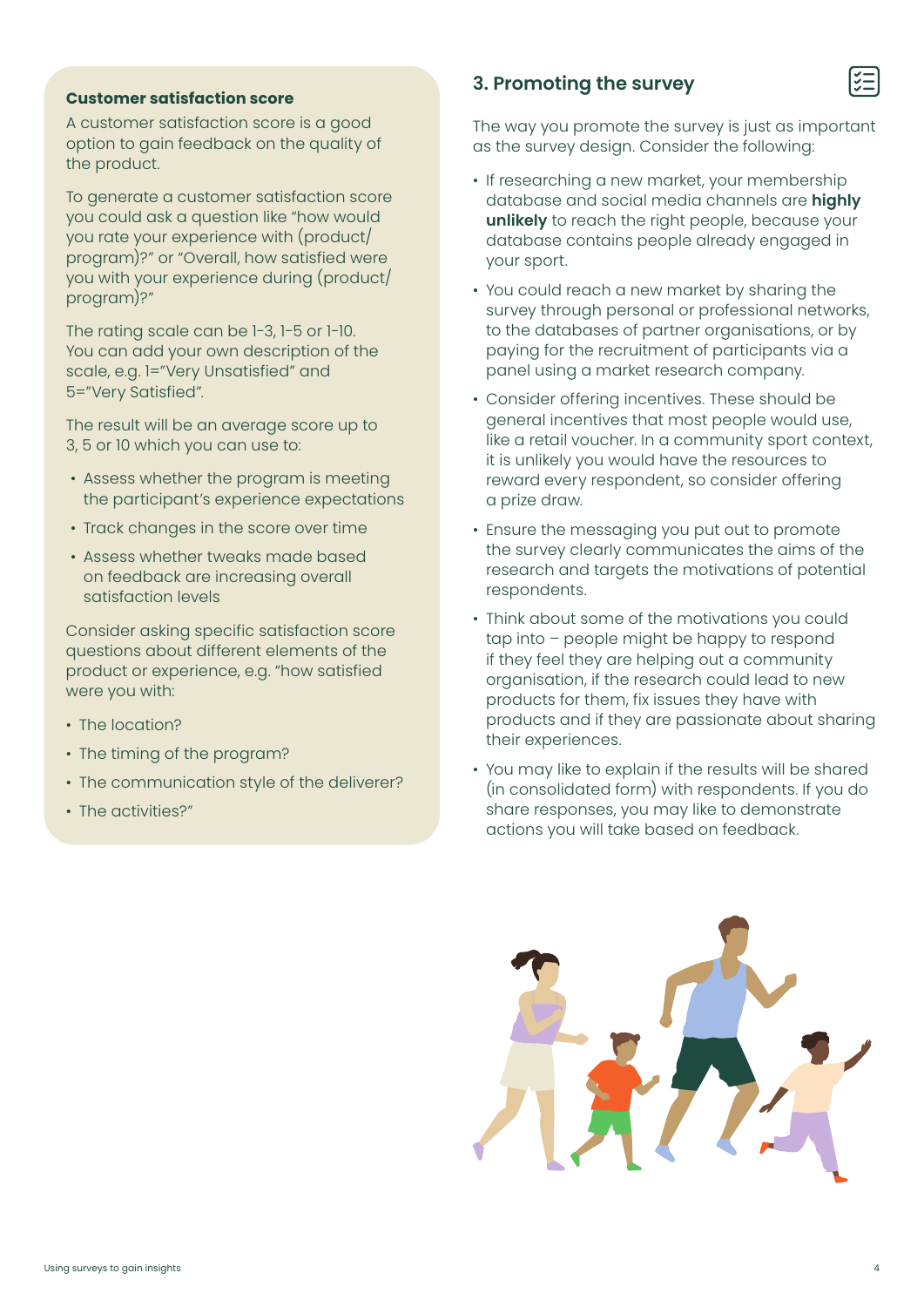**Customer satisfaction score**

A customer satisfaction score is a good option to gain feedback on the quality of the product.

To generate a customer satisfaction score you could ask a question like "how would you rate your experience with (product/ program)?" or "Overall, how satisfied were you with your experience during (product/ program)?"

The rating scale can be 1-3, 1-5 or 1-10. You can add your own description of the scale, e.g. 1="Very Unsatisfied" and 5="Very Satisfied".

The result will be an average score up to 3, 5 or 10 which you can use to:

- Assess whether the program is meeting the participant's experience expectations
- Track changes in the score over time
- Assess whether tweaks made based on feedback are increasing overall satisfaction levels

Consider asking specific satisfaction score questions about different elements of the product or experience, e.g. "how satisfied were you with:

- The location?
- The timing of the program?
- The communication style of the deliverer?
- The activities?"

## 3. Promoting the survey

The way you promote the survey is just as important as the survey design. Consider the following:

- If researching a new market, your membership database and social media channels are **highly unlikely** to reach the right people, because your database contains people already engaged in your sport.
- You could reach a new market by sharing the survey through personal or professional networks, to the databases of partner organisations, or by paying for the recruitment of participants via a panel using a market research company.
- Consider offering incentives. These should be general incentives that most people would use, like a retail voucher. In a community sport context, it is unlikely you would have the resources to reward every respondent, so consider offering a prize draw.
- Ensure the messaging you put out to promote the survey clearly communicates the aims of the research and targets the motivations of potential respondents.
- Think about some of the motivations you could tap into – people might be happy to respond if they feel they are helping out a community organisation, if the research could lead to new products for them, fix issues they have with products and if they are passionate about sharing their experiences.
- You may like to explain if the results will be shared (in consolidated form) with respondents. If you do share responses, you may like to demonstrate actions you will take based on feedback.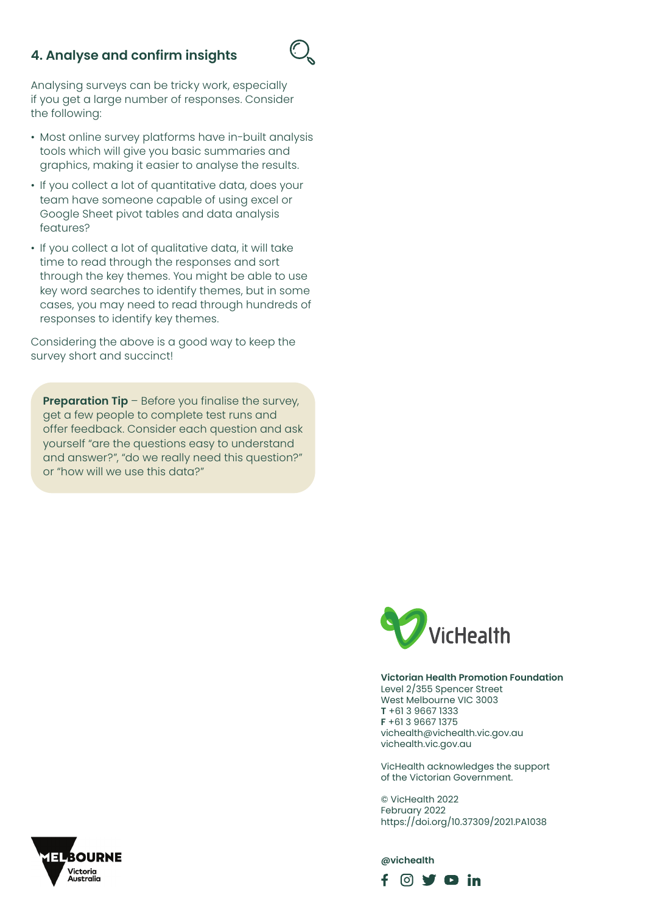## 4. Analyse and confirm insights

Analysing surveys can be tricky work, especially if you get a large number of responses. Consider the following:

- Most online survey platforms have in-built analysis tools which will give you basic summaries and graphics, making it easier to analyse the results.
- If you collect a lot of quantitative data, does your team have someone capable of using excel or Google Sheet pivot tables and data analysis features?
- If you collect a lot of qualitative data, it will take time to read through the responses and sort through the key themes. You might be able to use key word searches to identify themes, but in some cases, you may need to read through hundreds of responses to identify key themes.

Considering the above is a good way to keep the survey short and succinct!

**Preparation Tip** – Before you finalise the survey, get a few people to complete test runs and offer feedback. Consider each question and ask yourself "are the questions easy to understand and answer?", "do we really need this question?" or "how will we use this data?"

VicHealth

**Victorian Health Promotion Foundation**
Level 2/355 Spencer Street
West Melbourne VIC 3003
**T** +61 3 9667 1333
**F** +61 3 9667 1375
vichealth@vichealth.vic.gov.au
vichealth.vic.gov.au

VicHealth acknowledges the support of the Victorian Government.

© VicHealth 2022
February 2022
https://doi.org/10.37309/2021.PA1038

**@vichealth**

MELBOURNE Victoria Australia